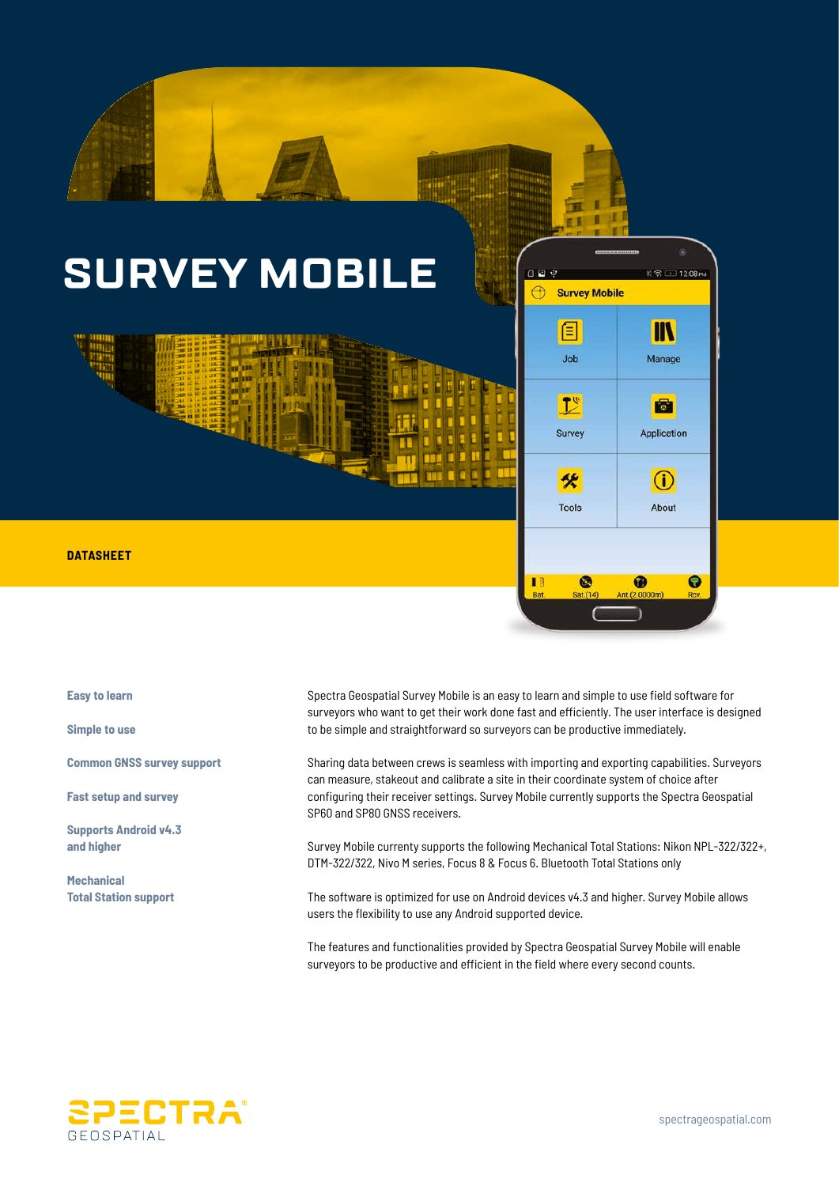# SURVEY MOBILE

**DATASHEET**

**Easy to learn**

**Simple to use**

**Common GNSS survey support**

**Fast setup and survey**

**Supports Android v4.3 and higher**

**Mechanical Total Station support**

Spectra Geospatial Survey Mobile is an easy to learn and simple to use field software for surveyors who want to get their work done fast and efficiently. The user interface is designed to be simple and straightforward so surveyors can be productive immediately.

Sharing data between crews is seamless with importing and exporting capabilities. Surveyors can measure, stakeout and calibrate a site in their coordinate system of choice after configuring their receiver settings. Survey Mobile currently supports the Spectra Geospatial SP60 and SP80 GNSS receivers.

Survey Mobile currenty supports the following Mechanical Total Stations: Nikon NPL-322/322+, DTM-322/322, Nivo M series, Focus 8 & Focus 6. Bluetooth Total Stations only

The software is optimized for use on Android devices v4.3 and higher. Survey Mobile allows users the flexibility to use any Android supported device.

The features and functionalities provided by Spectra Geospatial Survey Mobile will enable surveyors to be productive and efficient in the field where every second counts.

SPECTRA® GEOSPATIAL

spectrageospatial.com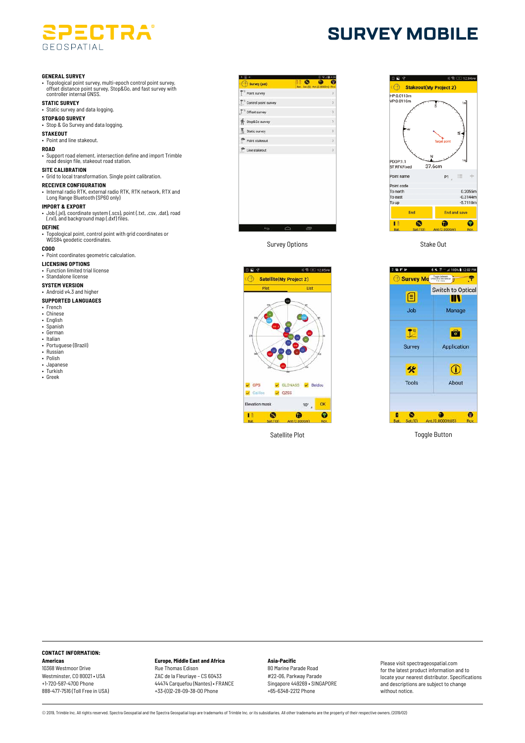# SURVEY MOBILE

### GENERAL SURVEY
- Topological point survey, multi-epoch control point survey, offset distance point survey, Stop&Go, and fast survey with controller internal GNSS.

### STATIC SURVEY
- Static survey and data logging.

### STOP&GO SURVEY
- Stop & Go Survey and data logging.

### STAKEOUT
- Point and line stakeout.

### ROAD
- Support road element, intersection define and import Trimble road design file, stakeout road station.

### SITE CALIBRATION
- Grid to local transformation. Single point calibration.

### RECEIVER CONFIGURATION
- Internal radio RTK, external radio RTK, RTK network, RTX and Long Range Bluetooth (SP60 only)

### IMPORT & EXPORT
- Job (.jxl), coordinate system (.scs), point (.txt, .csv, .dat), road (.rxl), and background map (.dxf) files.

### DEFINE
- Topological point, control point with grid coordinates or WGS84 geodetic coordinates.

### COGO
- Point coordinates geometric calculation.

### LICENSING OPTIONS
- Function limited trial license
- Standalone license

### SYSTEM VERSION
- Android v4.3 and higher

### SUPPORTED LANGUAGES
- French
- Chinese
- English
- Spanish
- German
- Italian
- Portuguese (Brazil)
- Russian
- Polish
- Japanese
- Turkish
- Greek

Survey Options

Stake Out

Satellite Plot

Toggle Button

### CONTACT INFORMATION:

**Americas**
10368 Westmoor Drive
Westminster, CO 80021 • USA
+1-720-587-4700 Phone
888-477-7516 (Toll Free in USA)

**Europe, Middle East and Africa**
Rue Thomas Edison
ZAC de la Fleuriaye - CS 60433
44474 Carquefou (Nantes) • FRANCE
+33-(0)2-28-09-38-00 Phone

**Asia-Pacific**
80 Marine Parade Road
#22-06, Parkway Parade
Singapore 449269 • SINGAPORE
+65-6348-2212 Phone

Please visit spectrageospatial.com for the latest product information and to locate your nearest distributor. Specifications and descriptions are subject to change without notice.

© 2019, Trimble Inc. All rights reserved. Spectra Geospatial and the Spectra Geospatial logo are trademarks of Trimble Inc. or its subsidiaries. All other trademarks are the property of their respective owners. (2019/02)